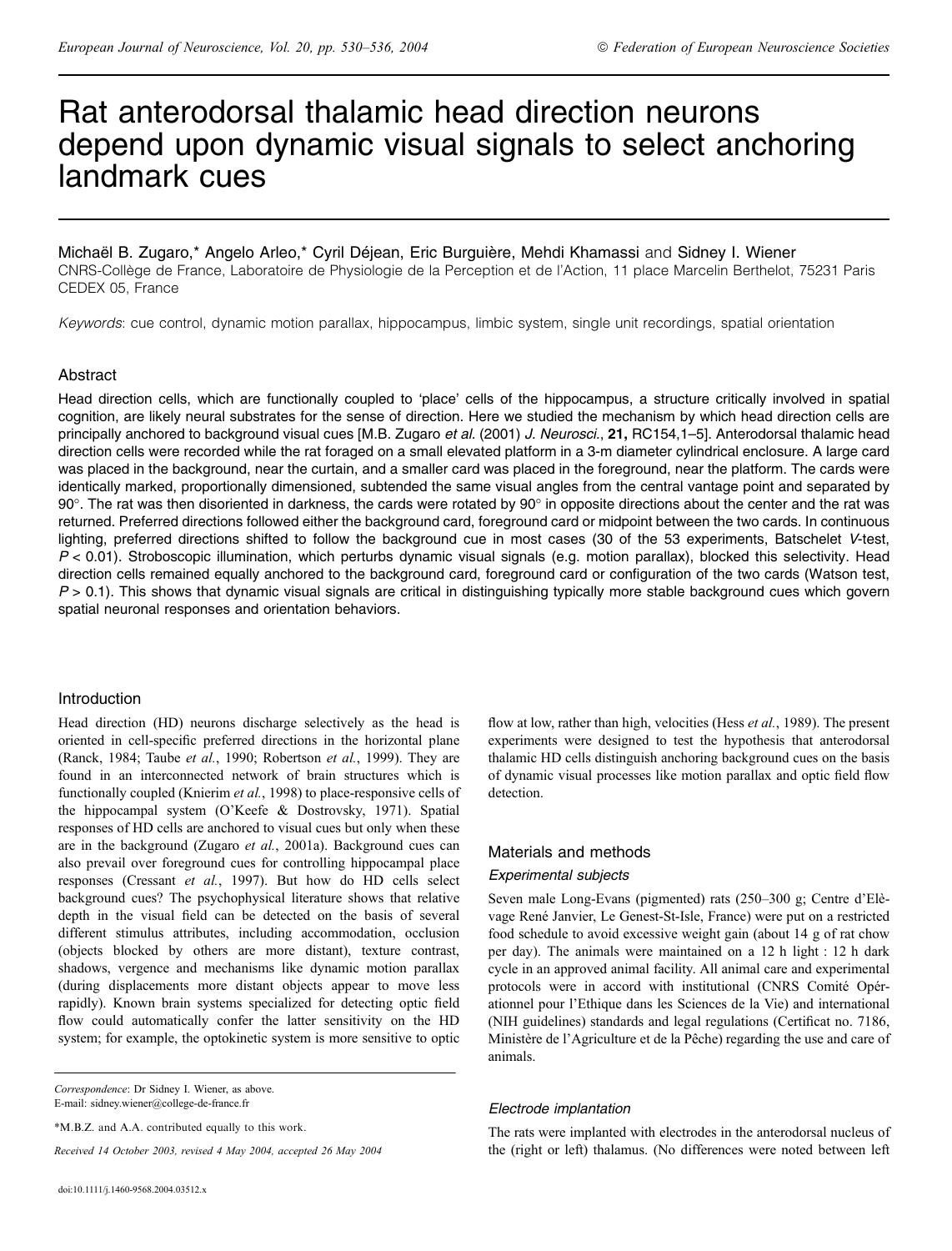# Rat anterodorsal thalamic head direction neurons depend upon dynamic visual signals to select anchoring landmark cues

Michaël B. Zugaro,* Angelo Arleo,* Cyril Déjean, Eric Burguière, Mehdi Khamassi and Sidney I. Wiener

CNRS-Collège de France, Laboratoire de Physiologie de la Perception et de l'Action, 11 place Marcelin Berthelot, 75231 Paris CEDEX 05, France

*Keywords*: cue control, dynamic motion parallax, hippocampus, limbic system, single unit recordings, spatial orientation

## Abstract

Head direction cells, which are functionally coupled to 'place' cells of the hippocampus, a structure critically involved in spatial cognition, are likely neural substrates for the sense of direction. Here we studied the mechanism by which head direction cells are principally anchored to background visual cues [M.B. Zugaro *et al.* (2001) *J. Neurosci.*, **21,** RC154,1–5]. Anterodorsal thalamic head direction cells were recorded while the rat foraged on a small elevated platform in a 3-m diameter cylindrical enclosure. A large card was placed in the background, near the curtain, and a smaller card was placed in the foreground, near the platform. The cards were identically marked, proportionally dimensioned, subtended the same visual angles from the central vantage point and separated by 90°. The rat was then disoriented in darkness, the cards were rotated by 90° in opposite directions about the center and the rat was returned. Preferred directions followed either the background card, foreground card or midpoint between the two cards. In continuous lighting, preferred directions shifted to follow the background cue in most cases (30 of the 53 experiments, Batschelet *V*-test, $P < 0.01$). Stroboscopic illumination, which perturbs dynamic visual signals (e.g. motion parallax), blocked this selectivity. Head direction cells remained equally anchored to the background card, foreground card or configuration of the two cards (Watson test, $P > 0.1$). This shows that dynamic visual signals are critical in distinguishing typically more stable background cues which govern spatial neuronal responses and orientation behaviors.

## Introduction

Head direction (HD) neurons discharge selectively as the head is oriented in cell-specific preferred directions in the horizontal plane (Ranck, 1984; Taube *et al.*, 1990; Robertson *et al.*, 1999). They are found in an interconnected network of brain structures which is functionally coupled (Knierim *et al.*, 1998) to place-responsive cells of the hippocampal system (O'Keefe & Dostrovsky, 1971). Spatial responses of HD cells are anchored to visual cues but only when these are in the background (Zugaro *et al.*, 2001a). Background cues can also prevail over foreground cues for controlling hippocampal place responses (Cressant *et al.*, 1997). But how do HD cells select background cues? The psychophysical literature shows that relative depth in the visual field can be detected on the basis of several different stimulus attributes, including accommodation, occlusion (objects blocked by others are more distant), texture contrast, shadows, vergence and mechanisms like dynamic motion parallax (during displacements more distant objects appear to move less rapidly). Known brain systems specialized for detecting optic field flow could automatically confer the latter sensitivity on the HD system; for example, the optokinetic system is more sensitive to optic flow at low, rather than high, velocities (Hess *et al.*, 1989). The present experiments were designed to test the hypothesis that anterodorsal thalamic HD cells distinguish anchoring background cues on the basis of dynamic visual processes like motion parallax and optic field flow detection.

## Materials and methods

### Experimental subjects

Seven male Long-Evans (pigmented) rats (250–300 g; Centre d'Elèvage René Janvier, Le Genest-St-Isle, France) were put on a restricted food schedule to avoid excessive weight gain (about 14 g of rat chow per day). The animals were maintained on a 12 h light : 12 h dark cycle in an approved animal facility. All animal care and experimental protocols were in accord with institutional (CNRS Comité Opérationnel pour l'Ethique dans les Sciences de la Vie) and international (NIH guidelines) standards and legal regulations (Certificat no. 7186, Ministère de l'Agriculture et de la Pêche) regarding the use and care of animals.

### Electrode implantation

The rats were implanted with electrodes in the anterodorsal nucleus of the (right or left) thalamus. (No differences were noted between left

*Correspondence*: Dr Sidney I. Wiener, as above.
E-mail: sidney.wiener@college-de-france.fr

*M.B.Z. and A.A. contributed equally to this work.

*Received 14 October 2003, revised 4 May 2004, accepted 26 May 2004*

doi:10.1111/j.1460-9568.2004.03512.x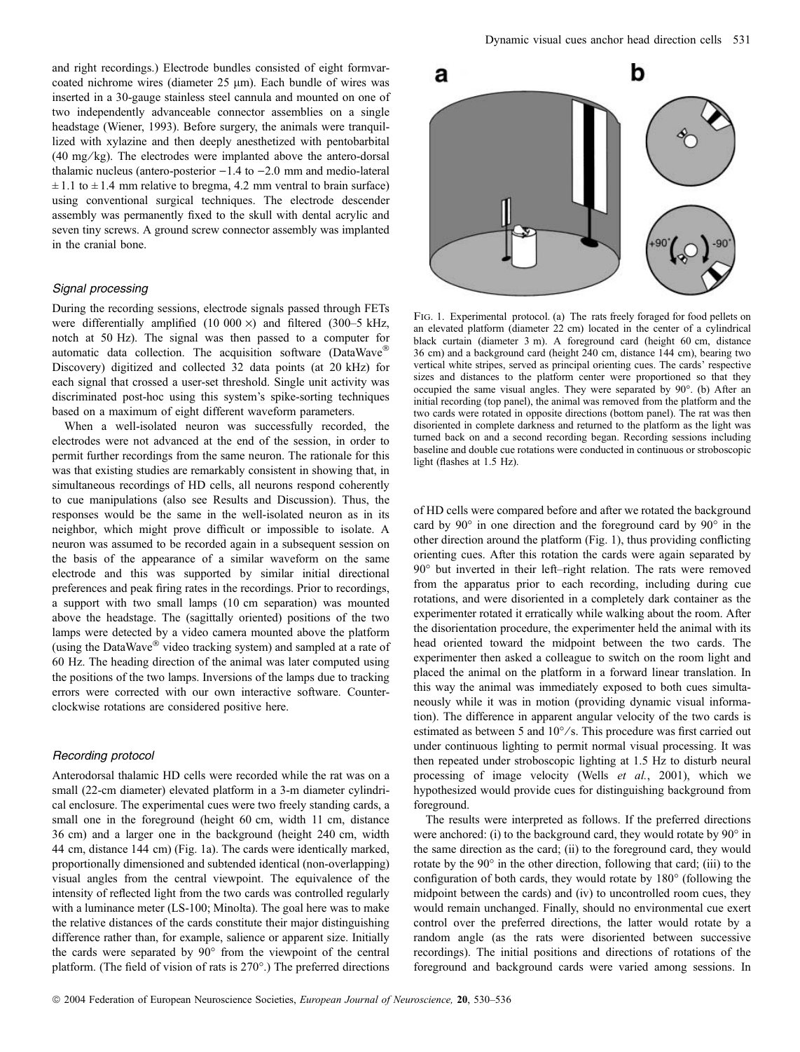and right recordings.) Electrode bundles consisted of eight formvar-coated nichrome wires (diameter 25 μm). Each bundle of wires was inserted in a 30-gauge stainless steel cannula and mounted on one of two independently advanceable connector assemblies on a single headstage (Wiener, 1993). Before surgery, the animals were tranquillized with xylazine and then deeply anesthetized with pentobarbital (40 mg/kg). The electrodes were implanted above the antero-dorsal thalamic nucleus (antero-posterior −1.4 to −2.0 mm and medio-lateral ± 1.1 to ± 1.4 mm relative to bregma, 4.2 mm ventral to brain surface) using conventional surgical techniques. The electrode descender assembly was permanently fixed to the skull with dental acrylic and seven tiny screws. A ground screw connector assembly was implanted in the cranial bone.

### *Signal processing*

During the recording sessions, electrode signals passed through FETs were differentially amplified (10 000 ×) and filtered (300–5 kHz, notch at 50 Hz). The signal was then passed to a computer for automatic data collection. The acquisition software (DataWave® Discovery) digitized and collected 32 data points (at 20 kHz) for each signal that crossed a user-set threshold. Single unit activity was discriminated post-hoc using this system's spike-sorting techniques based on a maximum of eight different waveform parameters.

When a well-isolated neuron was successfully recorded, the electrodes were not advanced at the end of the session, in order to permit further recordings from the same neuron. The rationale for this was that existing studies are remarkably consistent in showing that, in simultaneous recordings of HD cells, all neurons respond coherently to cue manipulations (also see Results and Discussion). Thus, the responses would be the same in the well-isolated neuron as in its neighbor, which might prove difficult or impossible to isolate. A neuron was assumed to be recorded again in a subsequent session on the basis of the appearance of a similar waveform on the same electrode and this was supported by similar initial directional preferences and peak firing rates in the recordings. Prior to recordings, a support with two small lamps (10 cm separation) was mounted above the headstage. The (sagittally oriented) positions of the two lamps were detected by a video camera mounted above the platform (using the DataWave® video tracking system) and sampled at a rate of 60 Hz. The heading direction of the animal was later computed using the positions of the two lamps. Inversions of the lamps due to tracking errors were corrected with our own interactive software. Counter-clockwise rotations are considered positive here.

### *Recording protocol*

Anterodorsal thalamic HD cells were recorded while the rat was on a small (22-cm diameter) elevated platform in a 3-m diameter cylindrical enclosure. The experimental cues were two freely standing cards, a small one in the foreground (height 60 cm, width 11 cm, distance 36 cm) and a larger one in the background (height 240 cm, width 44 cm, distance 144 cm) (Fig. 1a). The cards were identically marked, proportionally dimensioned and subtended identical (non-overlapping) visual angles from the central viewpoint. The equivalence of the intensity of reflected light from the two cards was controlled regularly with a luminance meter (LS-100; Minolta). The goal here was to make the relative distances of the cards constitute their major distinguishing difference rather than, for example, salience or apparent size. Initially the cards were separated by 90° from the viewpoint of the central platform. (The field of vision of rats is 270°.) The preferred directions of HD cells were compared before and after we rotated the background card by 90° in one direction and the foreground card by 90° in the other direction around the platform (Fig. 1), thus providing conflicting orienting cues. After this rotation the cards were again separated by 90° but inverted in their left–right relation. The rats were removed from the apparatus prior to each recording, including during cue rotations, and were disoriented in a completely dark container as the experimenter rotated it erratically while walking about the room. After the disorientation procedure, the experimenter held the animal with its head oriented toward the midpoint between the two cards. The experimenter then asked a colleague to switch on the room light and placed the animal on the platform in a forward linear translation. In this way the animal was immediately exposed to both cues simultaneously while it was in motion (providing dynamic visual information). The difference in apparent angular velocity of the two cards is estimated as between 5 and 10°/s. This procedure was first carried out under continuous lighting to permit normal visual processing. It was then repeated under stroboscopic lighting at 1.5 Hz to disturb neural processing of image velocity (Wells *et al.*, 2001), which we hypothesized would provide cues for distinguishing background from foreground.

The results were interpreted as follows. If the preferred directions were anchored: (i) to the background card, they would rotate by 90° in the same direction as the card; (ii) to the foreground card, they would rotate by the 90° in the other direction, following that card; (iii) to the configuration of both cards, they would rotate by 180° (following the midpoint between the cards) and (iv) to uncontrolled room cues, they would remain unchanged. Finally, should no environmental cue exert control over the preferred directions, the latter would rotate by a random angle (as the rats were disoriented between successive recordings). The initial positions and directions of rotations of the foreground and background cards were varied among sessions. In

FIG. 1. Experimental protocol. (a) The rats freely foraged for food pellets on an elevated platform (diameter 22 cm) located in the center of a cylindrical black curtain (diameter 3 m). A foreground card (height 60 cm, distance 36 cm) and a background card (height 240 cm, distance 144 cm), bearing two vertical white stripes, served as principal orienting cues. The cards' respective sizes and distances to the platform center were proportioned so that they occupied the same visual angles. They were separated by 90°. (b) After an initial recording (top panel), the animal was removed from the platform and the two cards were rotated in opposite directions (bottom panel). The rat was then disoriented in complete darkness and returned to the platform as the light was turned back on and a second recording began. Recording sessions including baseline and double cue rotations were conducted in continuous or stroboscopic light (flashes at 1.5 Hz).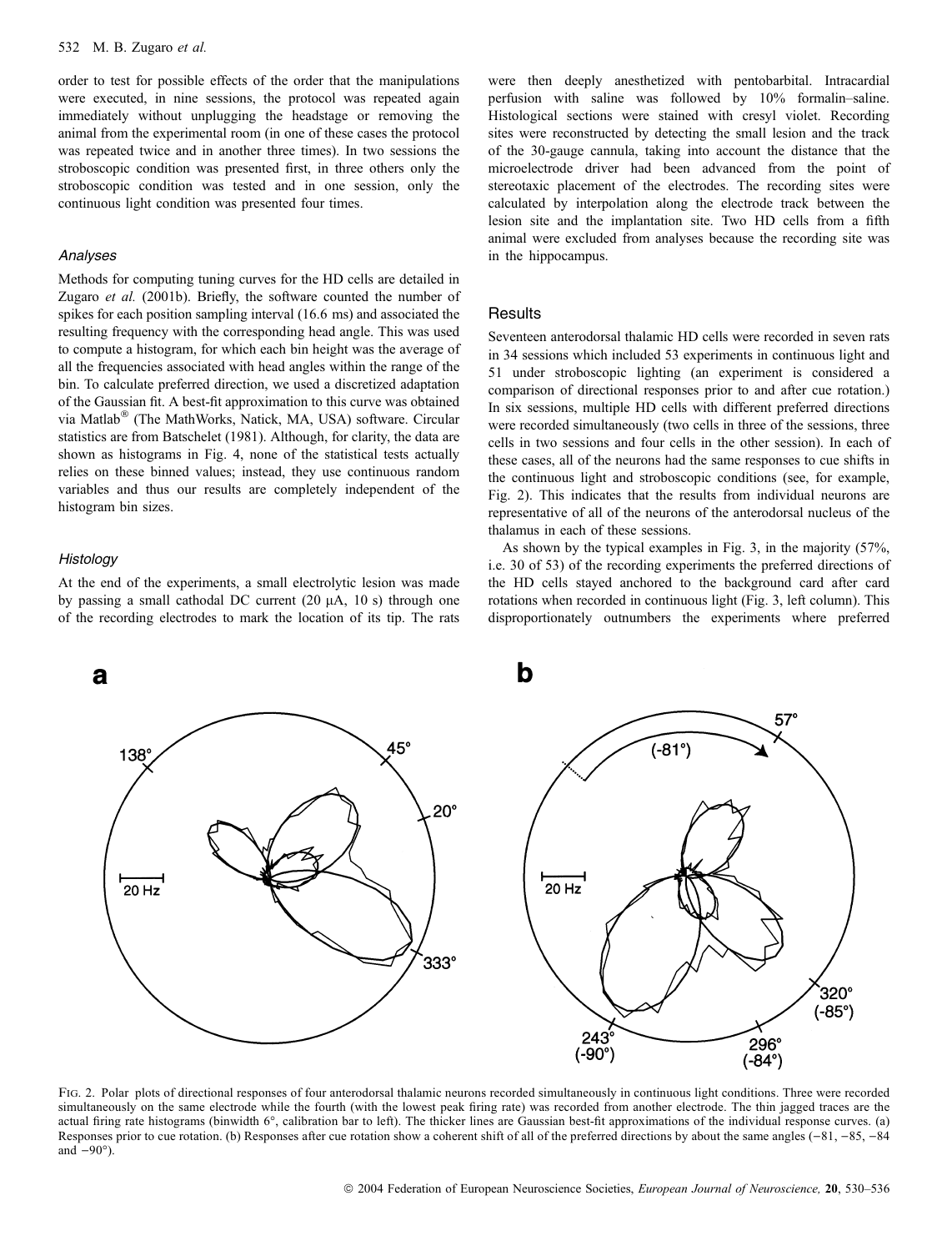order to test for possible effects of the order that the manipulations were executed, in nine sessions, the protocol was repeated again immediately without unplugging the headstage or removing the animal from the experimental room (in one of these cases the protocol was repeated twice and in another three times). In two sessions the stroboscopic condition was presented first, in three others only the stroboscopic condition was tested and in one session, only the continuous light condition was presented four times.

### *Analyses*

Methods for computing tuning curves for the HD cells are detailed in Zugaro *et al.* (2001b). Briefly, the software counted the number of spikes for each position sampling interval (16.6 ms) and associated the resulting frequency with the corresponding head angle. This was used to compute a histogram, for which each bin height was the average of all the frequencies associated with head angles within the range of the bin. To calculate preferred direction, we used a discretized adaptation of the Gaussian fit. A best-fit approximation to this curve was obtained via Matlab® (The MathWorks, Natick, MA, USA) software. Circular statistics are from Batschelet (1981). Although, for clarity, the data are shown as histograms in Fig. 4, none of the statistical tests actually relies on these binned values; instead, they use continuous random variables and thus our results are completely independent of the histogram bin sizes.

### *Histology*

At the end of the experiments, a small electrolytic lesion was made by passing a small cathodal DC current (20 μA, 10 s) through one of the recording electrodes to mark the location of its tip. The rats were then deeply anesthetized with pentobarbital. Intracardial perfusion with saline was followed by 10% formalin–saline. Histological sections were stained with cresyl violet. Recording sites were reconstructed by detecting the small lesion and the track of the 30-gauge cannula, taking into account the distance that the microelectrode driver had been advanced from the point of stereotaxic placement of the electrodes. The recording sites were calculated by interpolation along the electrode track between the lesion site and the implantation site. Two HD cells from a fifth animal were excluded from analyses because the recording site was in the hippocampus.

## Results

Seventeen anterodorsal thalamic HD cells were recorded in seven rats in 34 sessions which included 53 experiments in continuous light and 51 under stroboscopic lighting (an experiment is considered a comparison of directional responses prior to and after cue rotation.) In six sessions, multiple HD cells with different preferred directions were recorded simultaneously (two cells in three of the sessions, three cells in two sessions and four cells in the other session). In each of these cases, all of the neurons had the same responses to cue shifts in the continuous light and stroboscopic conditions (see, for example, Fig. 2). This indicates that the results from individual neurons are representative of all of the neurons of the anterodorsal nucleus of the thalamus in each of these sessions.

As shown by the typical examples in Fig. 3, in the majority (57%, i.e. 30 of 53) of the recording experiments the preferred directions of the HD cells stayed anchored to the background card after card rotations when recorded in continuous light (Fig. 3, left column). This disproportionately outnumbers the experiments where preferred

Fig. 2. Polar plots of directional responses of four anterodorsal thalamic neurons recorded simultaneously in continuous light conditions. Three were recorded simultaneously on the same electrode while the fourth (with the lowest peak firing rate) was recorded from another electrode. The thin jagged traces are the actual firing rate histograms (binwidth 6°, calibration bar to left). The thicker lines are Gaussian best-fit approximations of the individual response curves. (a) Responses prior to cue rotation. (b) Responses after cue rotation show a coherent shift of all of the preferred directions by about the same angles (−81, −85, −84 and −90°).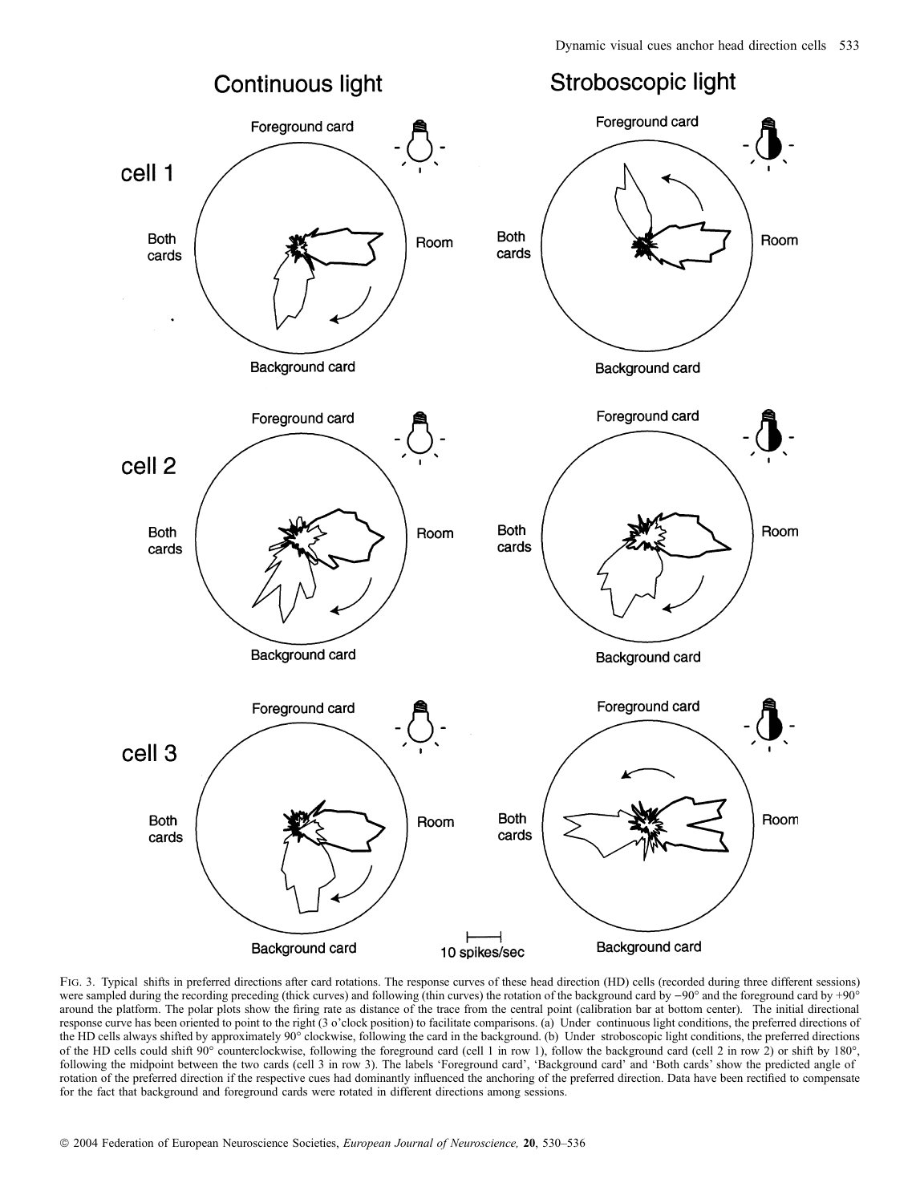FIG. 3. Typical shifts in preferred directions after card rotations. The response curves of these head direction (HD) cells (recorded during three different sessions) were sampled during the recording preceding (thick curves) and following (thin curves) the rotation of the background card by −90° and the foreground card by +90° around the platform. The polar plots show the firing rate as distance of the trace from the central point (calibration bar at bottom center). The initial directional response curve has been oriented to point to the right (3 o'clock position) to facilitate comparisons. (a) Under continuous light conditions, the preferred directions of the HD cells always shifted by approximately 90° clockwise, following the card in the background. (b) Under stroboscopic light conditions, the preferred directions of the HD cells could shift 90° counterclockwise, following the foreground card (cell 1 in row 1), follow the background card (cell 2 in row 2) or shift by 180°, following the midpoint between the two cards (cell 3 in row 3). The labels 'Foreground card', 'Background card' and 'Both cards' show the predicted angle of rotation of the preferred direction if the respective cues had dominantly influenced the anchoring of the preferred direction. Data have been rectified to compensate for the fact that background and foreground cards were rotated in different directions among sessions.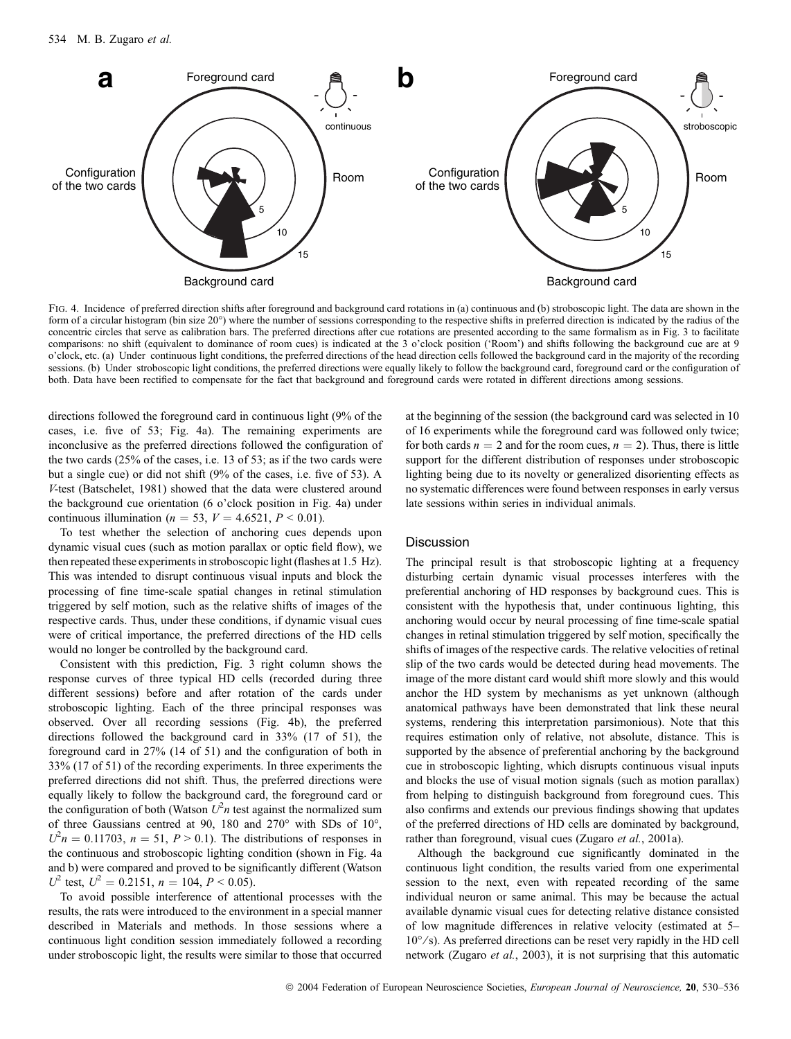FIG. 4. Incidence of preferred direction shifts after foreground and background card rotations in (a) continuous and (b) stroboscopic light. The data are shown in the form of a circular histogram (bin size 20°) where the number of sessions corresponding to the respective shifts in preferred direction is indicated by the radius of the concentric circles that serve as calibration bars. The preferred directions after cue rotations are presented according to the same formalism as in Fig. 3 to facilitate comparisons: no shift (equivalent to dominance of room cues) is indicated at the 3 o'clock position ('Room') and shifts following the background cue are at 9 o'clock, etc. (a) Under continuous light conditions, the preferred directions of the head direction cells followed the background card in the majority of the recording sessions. (b) Under stroboscopic light conditions, the preferred directions were equally likely to follow the background card, foreground card or the configuration of both. Data have been rectified to compensate for the fact that background and foreground cards were rotated in different directions among sessions.

directions followed the foreground card in continuous light (9% of the cases, i.e. five of 53; Fig. 4a). The remaining experiments are inconclusive as the preferred directions followed the configuration of the two cards (25% of the cases, i.e. 13 of 53; as if the two cards were but a single cue) or did not shift (9% of the cases, i.e. five of 53). A *V*-test (Batschelet, 1981) showed that the data were clustered around the background cue orientation (6 o'clock position in Fig. 4a) under continuous illumination ($n = 53$, $V = 4.6521$, $P < 0.01$).

To test whether the selection of anchoring cues depends upon dynamic visual cues (such as motion parallax or optic field flow), we then repeated these experiments in stroboscopic light (flashes at 1.5 Hz). This was intended to disrupt continuous visual inputs and block the processing of fine time-scale spatial changes in retinal stimulation triggered by self motion, such as the relative shifts of images of the respective cards. Thus, under these conditions, if dynamic visual cues were of critical importance, the preferred directions of the HD cells would no longer be controlled by the background card.

Consistent with this prediction, Fig. 3 right column shows the response curves of three typical HD cells (recorded during three different sessions) before and after rotation of the cards under stroboscopic lighting. Each of the three principal responses was observed. Over all recording sessions (Fig. 4b), the preferred directions followed the background card in 33% (17 of 51), the foreground card in 27% (14 of 51) and the configuration of both in 33% (17 of 51) of the recording experiments. In three experiments the preferred directions did not shift. Thus, the preferred directions were equally likely to follow the background card, the foreground card or the configuration of both (Watson $U^2n$ test against the normalized sum of three Gaussians centred at 90, 180 and 270° with SDs of 10°, $U^2n = 0.11703$, $n = 51$, $P > 0.1$). The distributions of responses in the continuous and stroboscopic lighting condition (shown in Fig. 4a and b) were compared and proved to be significantly different (Watson $U^2$ test, $U^2 = 0.2151$, $n = 104$, $P < 0.05$).

To avoid possible interference of attentional processes with the results, the rats were introduced to the environment in a special manner described in Materials and methods. In those sessions where a continuous light condition session immediately followed a recording under stroboscopic light, the results were similar to those that occurred at the beginning of the session (the background card was selected in 10 of 16 experiments while the foreground card was followed only twice; for both cards $n = 2$ and for the room cues, $n = 2$). Thus, there is little support for the different distribution of responses under stroboscopic lighting being due to its novelty or generalized disorienting effects as no systematic differences were found between responses in early versus late sessions within series in individual animals.

## Discussion

The principal result is that stroboscopic lighting at a frequency disturbing certain dynamic visual processes interferes with the preferential anchoring of HD responses by background cues. This is consistent with the hypothesis that, under continuous lighting, this anchoring would occur by neural processing of fine time-scale spatial changes in retinal stimulation triggered by self motion, specifically the shifts of images of the respective cards. The relative velocities of retinal slip of the two cards would be detected during head movements. The image of the more distant card would shift more slowly and this would anchor the HD system by mechanisms as yet unknown (although anatomical pathways have been demonstrated that link these neural systems, rendering this interpretation parsimonious). Note that this requires estimation only of relative, not absolute, distance. This is supported by the absence of preferential anchoring by the background cue in stroboscopic lighting, which disrupts continuous visual inputs and blocks the use of visual motion signals (such as motion parallax) from helping to distinguish background from foreground cues. This also confirms and extends our previous findings showing that updates of the preferred directions of HD cells are dominated by background, rather than foreground, visual cues (Zugaro *et al.*, 2001a).

Although the background cue significantly dominated in the continuous light condition, the results varied from one experimental session to the next, even with repeated recording of the same individual neuron or same animal. This may be because the actual available dynamic visual cues for detecting relative distance consisted of low magnitude differences in relative velocity (estimated at 5–10°/s). As preferred directions can be reset very rapidly in the HD cell network (Zugaro *et al.*, 2003), it is not surprising that this automatic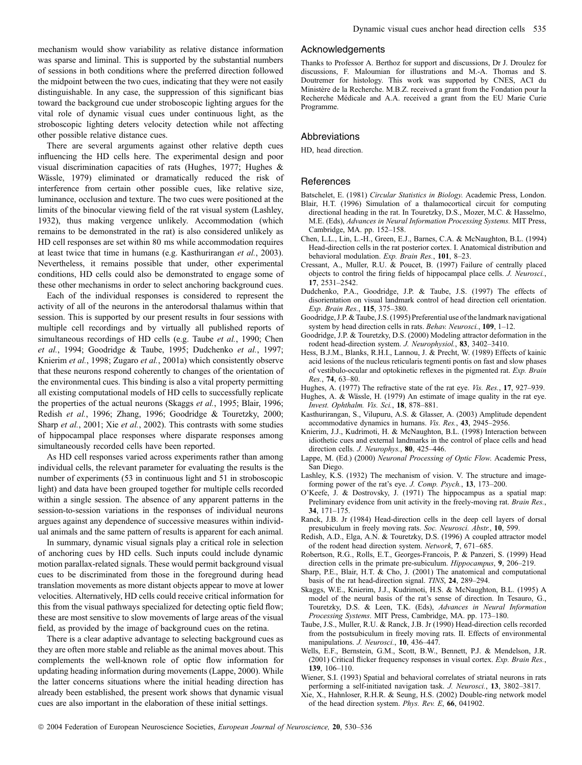mechanism would show variability as relative distance information was sparse and liminal. This is supported by the substantial numbers of sessions in both conditions where the preferred direction followed the midpoint between the two cues, indicating that they were not easily distinguishable. In any case, the suppression of this significant bias toward the background cue under stroboscopic lighting argues for the vital role of dynamic visual cues under continuous light, as the stroboscopic lighting deters velocity detection while not affecting other possible relative distance cues.

There are several arguments against other relative depth cues influencing the HD cells here. The experimental design and poor visual discrimination capacities of rats (Hughes, 1977; Hughes & Wässle, 1979) eliminated or dramatically reduced the risk of interference from certain other possible cues, like relative size, luminance, occlusion and texture. The two cues were positioned at the limits of the binocular viewing field of the rat visual system (Lashley, 1932), thus making vergence unlikely. Accommodation (which remains to be demonstrated in the rat) is also considered unlikely as HD cell responses are set within 80 ms while accommodation requires at least twice that time in humans (e.g. Kasthurirangan *et al.*, 2003). Nevertheless, it remains possible that under, other experimental conditions, HD cells could also be demonstrated to engage some of these other mechanisms in order to select anchoring background cues.

Each of the individual responses is considered to represent the activity of all of the neurons in the anterodorsal thalamus within that session. This is supported by our present results in four sessions with multiple cell recordings and by virtually all published reports of simultaneous recordings of HD cells (e.g. Taube *et al.*, 1990; Chen *et al.*, 1994; Goodridge & Taube, 1995; Dudchenko *et al.*, 1997; Knierim *et al.*, 1998; Zugaro *et al.*, 2001a) which consistently observe that these neurons respond coherently to changes of the orientation of the environmental cues. This binding is also a vital property permitting all existing computational models of HD cells to successfully replicate the properties of the actual neurons (Skaggs *et al.*, 1995; Blair, 1996; Redish *et al.*, 1996; Zhang, 1996; Goodridge & Touretzky, 2000; Sharp *et al.*, 2001; Xie *et al.*, 2002). This contrasts with some studies of hippocampal place responses where disparate responses among simultaneously recorded cells have been reported.

As HD cell responses varied across experiments rather than among individual cells, the relevant parameter for evaluating the results is the number of experiments (53 in continuous light and 51 in stroboscopic light) and data have been grouped together for multiple cells recorded within a single session. The absence of any apparent patterns in the session-to-session variations in the responses of individual neurons argues against any dependence of successive measures within individual animals and the same pattern of results is apparent for each animal.

In summary, dynamic visual signals play a critical role in selection of anchoring cues by HD cells. Such inputs could include dynamic motion parallax-related signals. These would permit background visual cues to be discriminated from those in the foreground during head translation movements as more distant objects appear to move at lower velocities. Alternatively, HD cells could receive critical information for this from the visual pathways specialized for detecting optic field flow; these are most sensitive to slow movements of large areas of the visual field, as provided by the image of background cues on the retina.

There is a clear adaptive advantage to selecting background cues as they are often more stable and reliable as the animal moves about. This complements the well-known role of optic flow information for updating heading information during movements (Lappe, 2000). While the latter concerns situations where the initial heading direction has already been established, the present work shows that dynamic visual cues are also important in the elaboration of these initial settings.

## Acknowledgements

Thanks to Professor A. Berthoz for support and discussions, Dr J. Droulez for discussions, F. Maloumian for illustrations and M.-A. Thomas and S. Doutremer for histology. This work was supported by CNES, ACI du Ministère de la Recherche. M.B.Z. received a grant from the Fondation pour la Recherche Médicale and A.A. received a grant from the EU Marie Curie Programme.

## Abbreviations

HD, head direction.

## References

Batschelet, E. (1981) *Circular Statistics in Biology.* Academic Press, London.

Blair, H.T. (1996) Simulation of a thalamocortical circuit for computing directional heading in the rat. In Touretzky, D.S., Mozer, M.C. & Hasselmo, M.E. (Eds), *Advances in Neural Information Processing Systems.* MIT Press, Cambridge, MA. pp. 152–158.

Chen, L.L., Lin, L.-H., Green, E.J., Barnes, C.A. & McNaughton, B.L. (1994) Head-direction cells in the rat posterior cortex. I. Anatomical distribution and behavioral modulation. *Exp. Brain Res.*, **101**, 8–23.

Cressant, A., Muller, R.U. & Poucet, B. (1997) Failure of centrally placed objects to control the firing fields of hippocampal place cells. *J. Neurosci.*, **17**, 2531–2542.

Dudchenko, P.A., Goodridge, J.P. & Taube, J.S. (1997) The effects of disorientation on visual landmark control of head direction cell orientation. *Exp. Brain Res.*, **115**, 375–380.

Goodridge, J.P. & Taube, J.S. (1995) Preferential use of the landmark navigational system by head direction cells in rats. *Behav. Neurosci.*, **109**, 1–12.

Goodridge, J.P. & Touretzky, D.S. (2000) Modeling attractor deformation in the rodent head-direction system. *J. Neurophysiol.*, **83**, 3402–3410.

Hess, B.J.M., Blanks, R.H.I., Lannou, J. & Precht, W. (1989) Effects of kainic acid lesions of the nucleus reticularis tegmenti pontis on fast and slow phases of vestibulo-ocular and optokinetic reflexes in the pigmented rat. *Exp. Brain Res.*, **74**, 63–80.

Hughes, A. (1977) The refractive state of the rat eye. *Vis. Res.*, **17**, 927–939.

Hughes, A. & Wässle, H. (1979) An estimate of image quality in the rat eye. *Invest. Ophthalm. Vis. Sci.*, **18**, 878–881.

Kasthurirangan, S., Vilupuru, A.S. & Glasser, A. (2003) Amplitude dependent accommodative dynamics in humans. *Vis. Res.*, **43**, 2945–2956.

Knierim, J.J., Kudrimoti, H. & McNaughton, B.L. (1998) Interaction between idiothetic cues and external landmarks in the control of place cells and head direction cells. *J. Neurophys.*, **80**, 425–446.

Lappe, M. (Ed.) (2000) *Neuronal Processing of Optic Flow.* Academic Press, San Diego.

Lashley, K.S. (1932) The mechanism of vision. V. The structure and image-forming power of the rat's eye. *J. Comp. Psych.*, **13**, 173–200.

O'Keefe, J. & Dostrovsky, J. (1971) The hippocampus as a spatial map: Preliminary evidence from unit activity in the freely-moving rat. *Brain Res.*, **34**, 171–175.

Ranck, J.B. Jr (1984) Head-direction cells in the deep cell layers of dorsal presubiculum in freely moving rats. *Soc. Neurosci. Abstr.*, **10**, 599.

Redish, A.D., Elga, A.N. & Touretzky, D.S. (1996) A coupled attractor model of the rodent head direction system. *Network*, **7**, 671–685.

Robertson, R.G., Rolls, E.T., Georges-Francois, P. & Panzeri, S. (1999) Head direction cells in the primate pre-subiculum. *Hippocampus*, **9**, 206–219.

Sharp, P.E., Blair, H.T. & Cho, J. (2001) The anatomical and computational basis of the rat head-direction signal. *TINS*, **24**, 289–294.

Skaggs, W.E., Knierim, J.J., Kudrimoti, H.S. & McNaughton, B.L. (1995) A model of the neural basis of the rat's sense of direction. In Tesauro, G., Touretzky, D.S. & Leen, T.K. (Eds), *Advances in Neural Information Processing Systems*. MIT Press, Cambridge, MA. pp. 173–180.

Taube, J.S., Muller, R.U. & Ranck, J.B. Jr (1990) Head-direction cells recorded from the postsubiculum in freely moving rats. II. Effects of environmental manipulations. *J. Neurosci.*, **10**, 436–447.

Wells, E.F., Bernstein, G.M., Scott, B.W., Bennett, P.J. & Mendelson, J.R. (2001) Critical flicker frequency responses in visual cortex. *Exp. Brain Res.*, **139**, 106–110.

Wiener, S.I. (1993) Spatial and behavioral correlates of striatal neurons in rats performing a self-initiated navigation task. *J. Neurosci.*, **13**, 3802–3817.

Xie, X., Hahnloser, R.H.R. & Seung, H.S. (2002) Double-ring network model of the head direction system. *Phys. Rev. E*, **66**, 041902.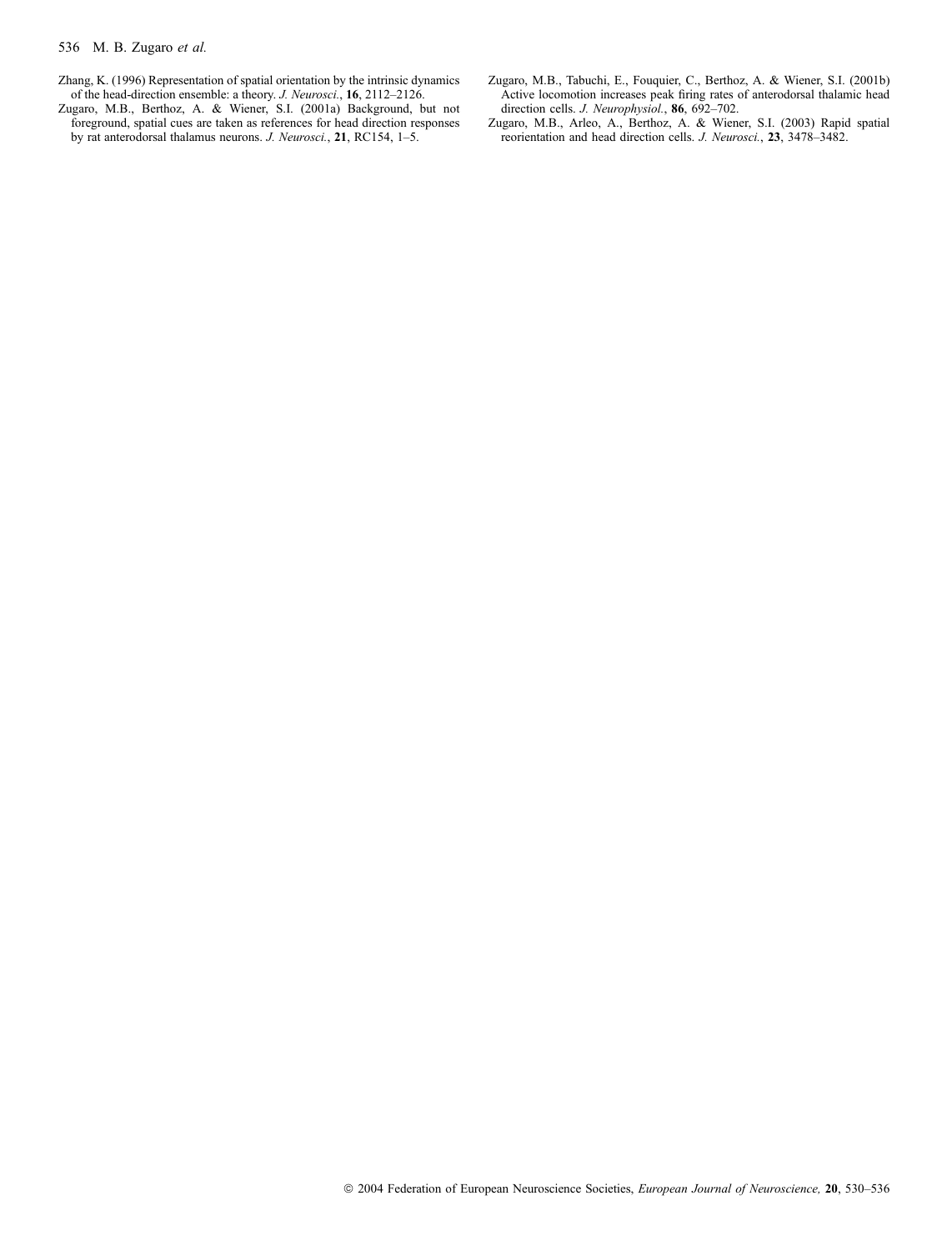Zhang, K. (1996) Representation of spatial orientation by the intrinsic dynamics of the head-direction ensemble: a theory. *J. Neurosci.*, **16**, 2112–2126.

Zugaro, M.B., Berthoz, A. & Wiener, S.I. (2001a) Background, but not foreground, spatial cues are taken as references for head direction responses by rat anterodorsal thalamus neurons. *J. Neurosci.*, **21**, RC154, 1–5.

Zugaro, M.B., Tabuchi, E., Fouquier, C., Berthoz, A. & Wiener, S.I. (2001b) Active locomotion increases peak firing rates of anterodorsal thalamic head direction cells. *J. Neurophysiol.*, **86**, 692–702.

Zugaro, M.B., Arleo, A., Berthoz, A. & Wiener, S.I. (2003) Rapid spatial reorientation and head direction cells. *J. Neurosci.*, **23**, 3478–3482.